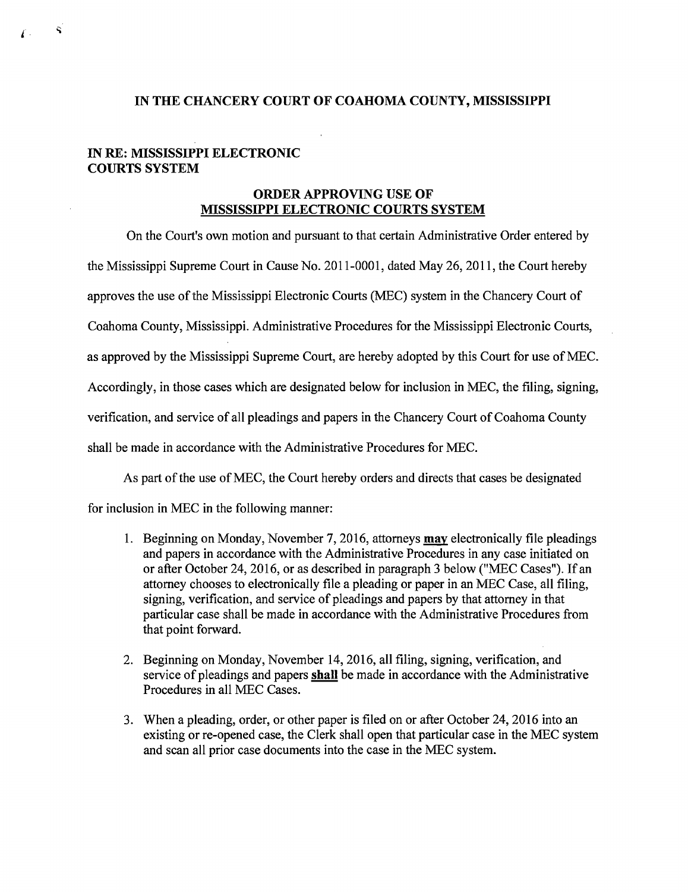**IN THE CHANCERY COURT OF COAHOMA COUNTY, MISSISSIPPI**

**IN RE: MISSISSIPPI ELECTRONIC COURTS SYSTEM**

**ORDER APPROVING USE OF MISSISSIPPI ELECTRONIC COURTS SYSTEM**

On the Court's own motion and pursuant to that certain Administrative Order entered by the Mississippi Supreme Court in Cause No. 2011-0001, dated May 26, 2011, the Court hereby approves the use of the Mississippi Electronic Courts (MEC) system in the Chancery Court of Coahoma County, Mississippi. Administrative Procedures for the Mississippi Electronic Courts, as approved by the Mississippi Supreme Court, are hereby adopted by this Court for use of MEC. Accordingly, in those cases which are designated below for inclusion in MEC, the filing, signing, verification, and service of all pleadings and papers in the Chancery Court of Coahoma County shall be made in accordance with the Administrative Procedures for MEC.

As part of the use of MEC, the Court hereby orders and directs that cases be designated for inclusion in MEC in the following manner:

1. Beginning on Monday, November 7, 2016, attorneys **may** electronically file pleadings and papers in accordance with the Administrative Procedures in any case initiated on or after October 24, 2016, or as described in paragraph 3 below ("MEC Cases"). If an attorney chooses to electronically file a pleading or paper in an MEC Case, all filing, signing, verification, and service of pleadings and papers by that attorney in that particular case shall be made in accordance with the Administrative Procedures from that point forward.

2. Beginning on Monday, November 14, 2016, all filing, signing, verification, and service of pleadings and papers **shall** be made in accordance with the Administrative Procedures in all MEC Cases.

3. When a pleading, order, or other paper is filed on or after October 24, 2016 into an existing or re-opened case, the Clerk shall open that particular case in the MEC system and scan all prior case documents into the case in the MEC system.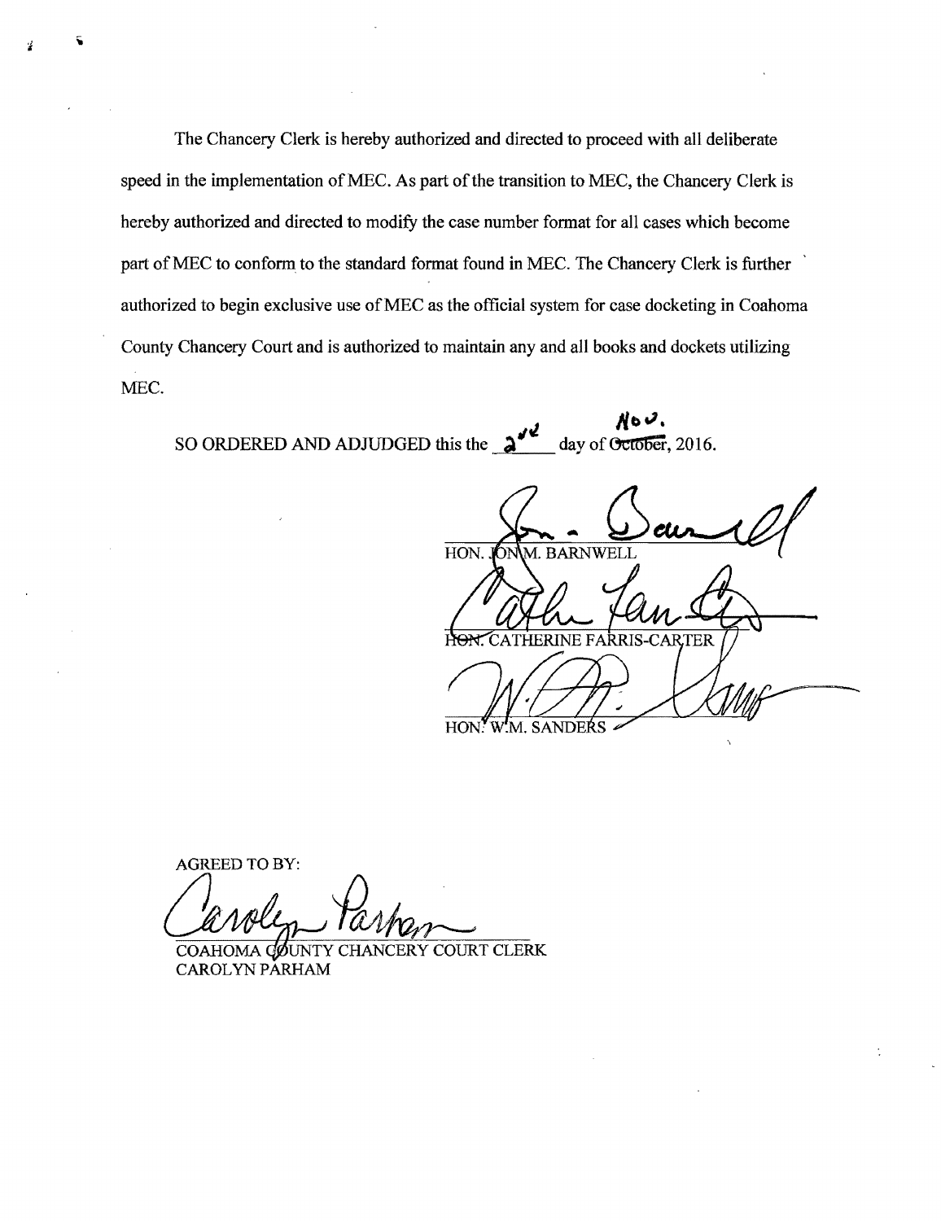The Chancery Clerk is hereby authorized and directed to proceed with all deliberate speed in the implementation of MEC. As part of the transition to MEC, the Chancery Clerk is hereby authorized and directed to modify the case number format for all cases which become part of MEC to conform to the standard format found in MEC. The Chancery Clerk is further authorized to begin exclusive use of MEC as the official system for case docketing in Coahoma County Chancery Court and is authorized to maintain any and all books and dockets utilizing MEC.

SO ORDERED AND ADJUDGED this the 2nd day of ~~October~~ Nov., 2016.

HON. JON M. BARNWELL

HON. CATHERINE FARRIS-CARTER

HON. W.M. SANDERS

AGREED TO BY:

COAHOMA COUNTY CHANCERY COURT CLERK
CAROLYN PARHAM